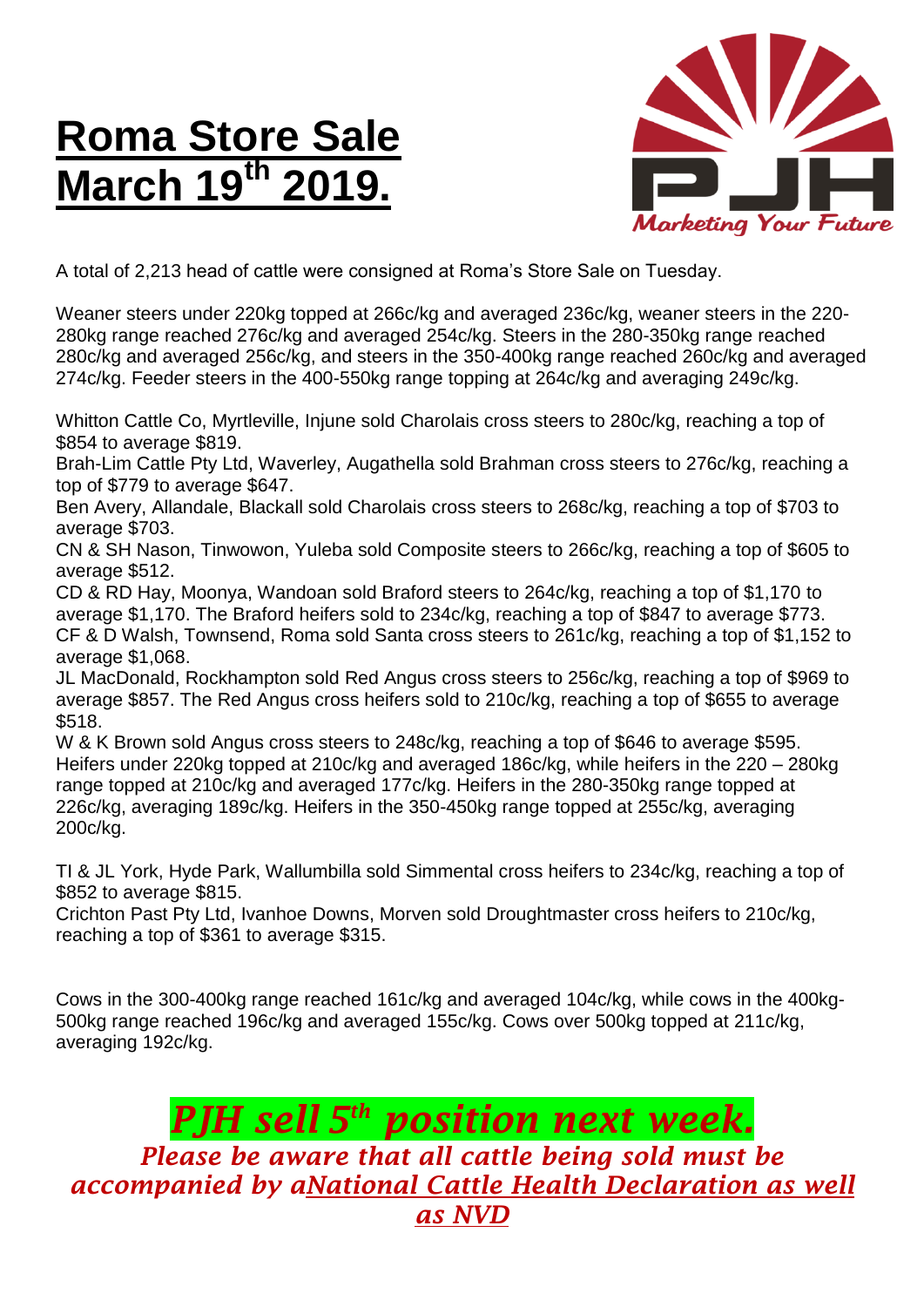# Roma Store Sale March 19th 2019.

PJH Marketing Your Future

A total of 2,213 head of cattle were consigned at Roma's Store Sale on Tuesday.

Weaner steers under 220kg topped at 266c/kg and averaged 236c/kg, weaner steers in the 220-280kg range reached 276c/kg and averaged 254c/kg. Steers in the 280-350kg range reached 280c/kg and averaged 256c/kg, and steers in the 350-400kg range reached 260c/kg and averaged 274c/kg. Feeder steers in the 400-550kg range topping at 264c/kg and averaging 249c/kg.

Whitton Cattle Co, Myrtleville, Injune sold Charolais cross steers to 280c/kg, reaching a top of $854 to average $819.
Brah-Lim Cattle Pty Ltd, Waverley, Augathella sold Brahman cross steers to 276c/kg, reaching a top of $779 to average $647.
Ben Avery, Allandale, Blackall sold Charolais cross steers to 268c/kg, reaching a top of $703 to average $703.
CN & SH Nason, Tinwowon, Yuleba sold Composite steers to 266c/kg, reaching a top of $605 to average $512.
CD & RD Hay, Moonya, Wandoan sold Braford steers to 264c/kg, reaching a top of $1,170 to average $1,170. The Braford heifers sold to 234c/kg, reaching a top of $847 to average $773.
CF & D Walsh, Townsend, Roma sold Santa cross steers to 261c/kg, reaching a top of $1,152 to average $1,068.
JL MacDonald, Rockhampton sold Red Angus cross steers to 256c/kg, reaching a top of $969 to average $857. The Red Angus cross heifers sold to 210c/kg, reaching a top of $655 to average $518.
W & K Brown sold Angus cross steers to 248c/kg, reaching a top of $646 to average $595.
Heifers under 220kg topped at 210c/kg and averaged 186c/kg, while heifers in the 220 – 280kg range topped at 210c/kg and averaged 177c/kg. Heifers in the 280-350kg range topped at 226c/kg, averaging 189c/kg. Heifers in the 350-450kg range topped at 255c/kg, averaging 200c/kg.

TI & JL York, Hyde Park, Wallumbilla sold Simmental cross heifers to 234c/kg, reaching a top of $852 to average $815.
Crichton Past Pty Ltd, Ivanhoe Downs, Morven sold Droughtmaster cross heifers to 210c/kg, reaching a top of $361 to average $315.

Cows in the 300-400kg range reached 161c/kg and averaged 104c/kg, while cows in the 400kg-500kg range reached 196c/kg and averaged 155c/kg. Cows over 500kg topped at 211c/kg, averaging 192c/kg.

## *PJH sell 5th position next week.*

***Please be aware that all cattle being sold must be accompanied by aNational Cattle Health Declaration as well as NVD***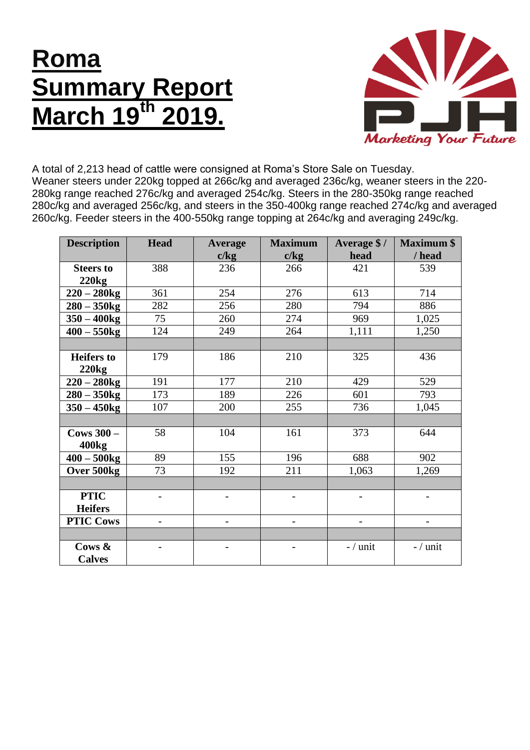# Roma Summary Report March 19th 2019.

Marketing Your Future

A total of 2,213 head of cattle were consigned at Roma's Store Sale on Tuesday.
Weaner steers under 220kg topped at 266c/kg and averaged 236c/kg, weaner steers in the 220-280kg range reached 276c/kg and averaged 254c/kg. Steers in the 280-350kg range reached 280c/kg and averaged 256c/kg, and steers in the 350-400kg range reached 274c/kg and averaged 260c/kg. Feeder steers in the 400-550kg range topping at 264c/kg and averaging 249c/kg.

| Description | Head | Average c/kg | Maximum c/kg | Average $ / head | Maximum $ / head |
|---|---|---|---|---|---|
| **Steers to 220kg** | 388 | 236 | 266 | 421 | 539 |
| **220 – 280kg** | 361 | 254 | 276 | 613 | 714 |
| **280 – 350kg** | 282 | 256 | 280 | 794 | 886 |
| **350 – 400kg** | 75 | 260 | 274 | 969 | 1,025 |
| **400 – 550kg** | 124 | 249 | 264 | 1,111 | 1,250 |
| | | | | | |
| **Heifers to 220kg** | 179 | 186 | 210 | 325 | 436 |
| **220 – 280kg** | 191 | 177 | 210 | 429 | 529 |
| **280 – 350kg** | 173 | 189 | 226 | 601 | 793 |
| **350 – 450kg** | 107 | 200 | 255 | 736 | 1,045 |
| | | | | | |
| **Cows 300 – 400kg** | 58 | 104 | 161 | 373 | 644 |
| **400 – 500kg** | 89 | 155 | 196 | 688 | 902 |
| **Over 500kg** | 73 | 192 | 211 | 1,063 | 1,269 |
| | | | | | |
| **PTIC Heifers** | - | - | - | - | - |
| **PTIC Cows** | - | - | - | - | - |
| | | | | | |
| **Cows & Calves** | - | - | - | - / unit | - / unit |